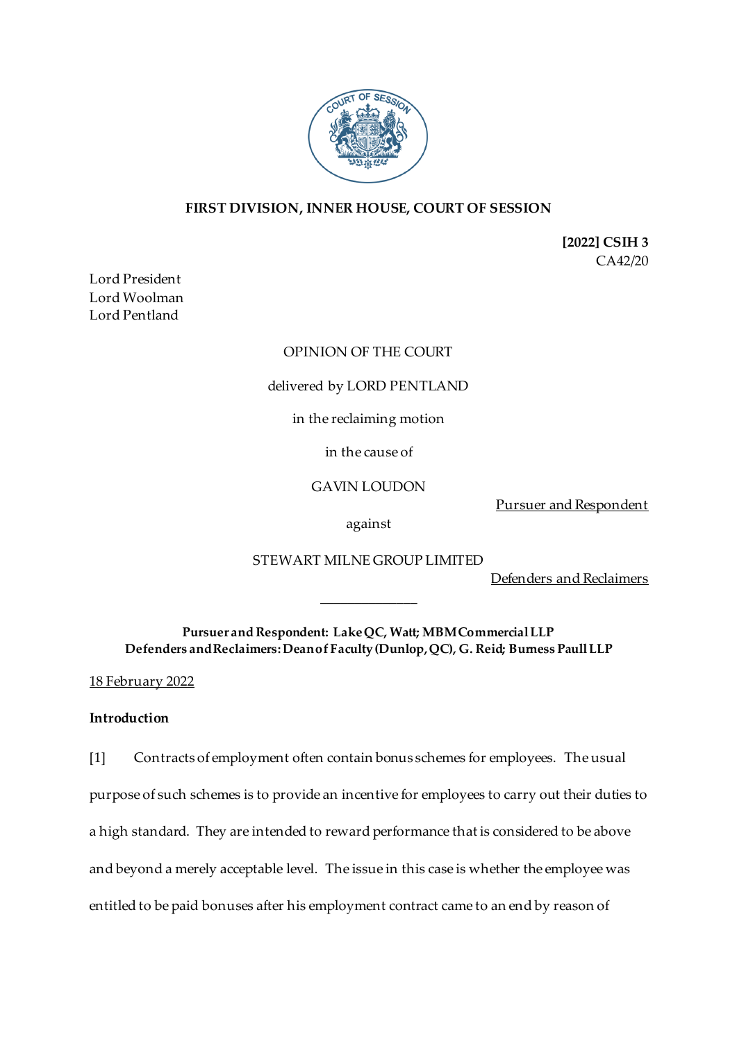**FIRST DIVISION, INNER HOUSE, COURT OF SESSION**

**[2022] CSIH 3**
CA42/20

Lord President
Lord Woolman
Lord Pentland

OPINION OF THE COURT

delivered by LORD PENTLAND

in the reclaiming motion

in the cause of

GAVIN LOUDON

Pursuer and Respondent

against

STEWART MILNE GROUP LIMITED

Defenders and Reclaimers

---

**Pursuer and Respondent: Lake QC, Watt; MBM Commercial LLP**
**Defenders and Reclaimers: Dean of Faculty (Dunlop, QC), G. Reid; Burness Paull LLP**

18 February 2022

**Introduction**

[1] Contracts of employment often contain bonus schemes for employees. The usual purpose of such schemes is to provide an incentive for employees to carry out their duties to a high standard. They are intended to reward performance that is considered to be above and beyond a merely acceptable level. The issue in this case is whether the employee was entitled to be paid bonuses after his employment contract came to an end by reason of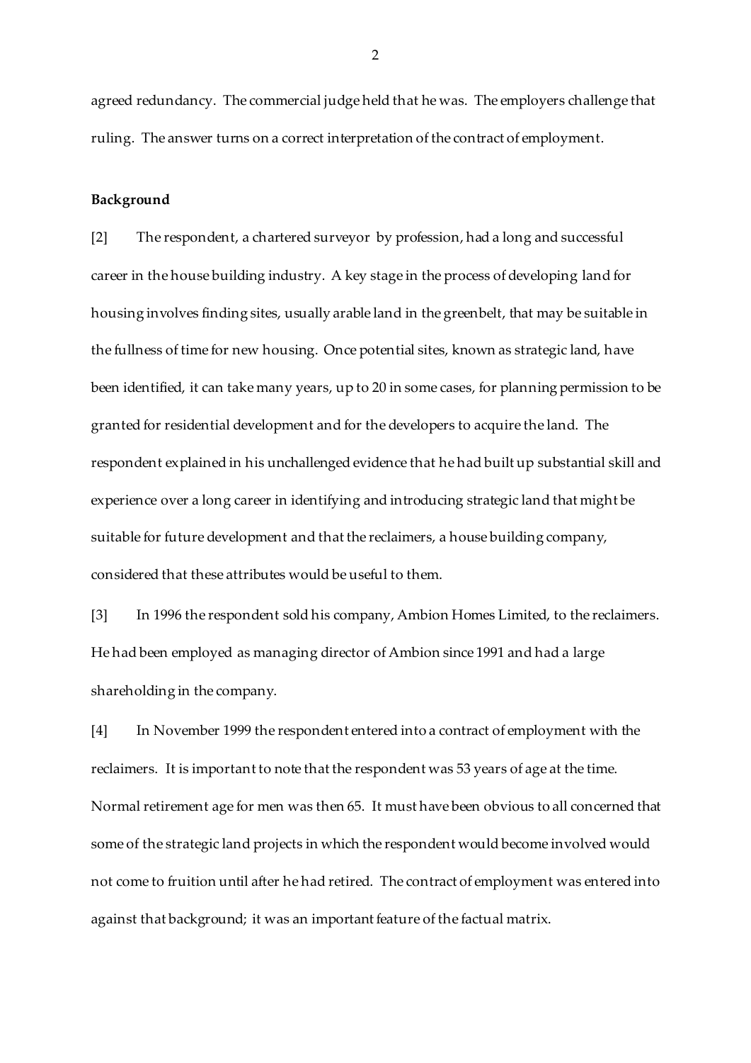agreed redundancy. The commercial judge held that he was. The employers challenge that ruling. The answer turns on a correct interpretation of the contract of employment.

**Background**

[2] The respondent, a chartered surveyor by profession, had a long and successful career in the house building industry. A key stage in the process of developing land for housing involves finding sites, usually arable land in the greenbelt, that may be suitable in the fullness of time for new housing. Once potential sites, known as strategic land, have been identified, it can take many years, up to 20 in some cases, for planning permission to be granted for residential development and for the developers to acquire the land. The respondent explained in his unchallenged evidence that he had built up substantial skill and experience over a long career in identifying and introducing strategic land that might be suitable for future development and that the reclaimers, a house building company, considered that these attributes would be useful to them.

[3] In 1996 the respondent sold his company, Ambion Homes Limited, to the reclaimers. He had been employed as managing director of Ambion since 1991 and had a large shareholding in the company.

[4] In November 1999 the respondent entered into a contract of employment with the reclaimers. It is important to note that the respondent was 53 years of age at the time. Normal retirement age for men was then 65. It must have been obvious to all concerned that some of the strategic land projects in which the respondent would become involved would not come to fruition until after he had retired. The contract of employment was entered into against that background; it was an important feature of the factual matrix.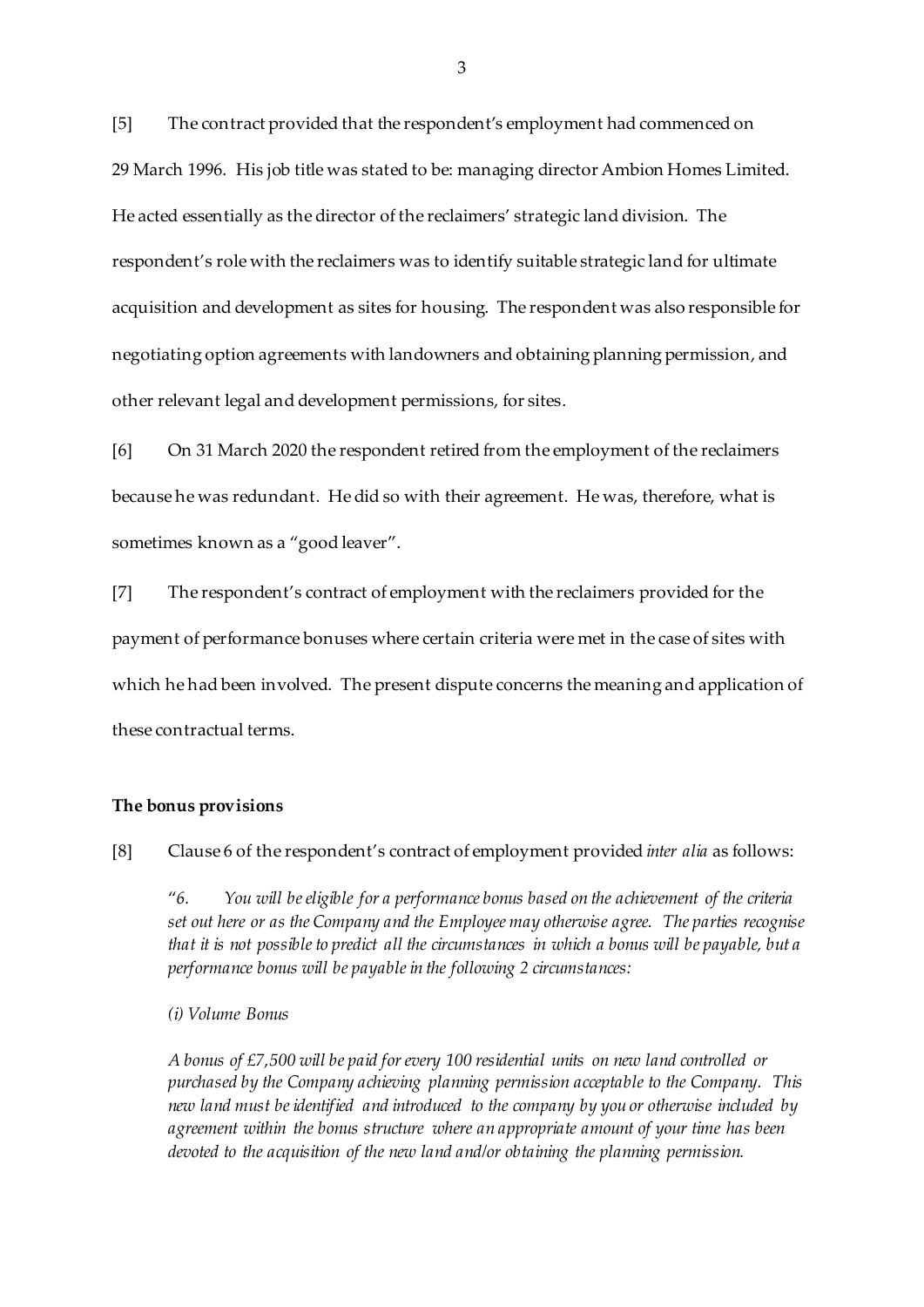[5] The contract provided that the respondent's employment had commenced on 29 March 1996. His job title was stated to be: managing director Ambion Homes Limited. He acted essentially as the director of the reclaimers' strategic land division. The respondent's role with the reclaimers was to identify suitable strategic land for ultimate acquisition and development as sites for housing. The respondent was also responsible for negotiating option agreements with landowners and obtaining planning permission, and other relevant legal and development permissions, for sites.

[6] On 31 March 2020 the respondent retired from the employment of the reclaimers because he was redundant. He did so with their agreement. He was, therefore, what is sometimes known as a "good leaver".

[7] The respondent's contract of employment with the reclaimers provided for the payment of performance bonuses where certain criteria were met in the case of sites with which he had been involved. The present dispute concerns the meaning and application of these contractual terms.

**The bonus provisions**

[8] Clause 6 of the respondent's contract of employment provided *inter alia* as follows:

> "*6. You will be eligible for a performance bonus based on the achievement of the criteria set out here or as the Company and the Employee may otherwise agree. The parties recognise that it is not possible to predict all the circumstances in which a bonus will be payable, but a performance bonus will be payable in the following 2 circumstances:*
>
> *(i) Volume Bonus*
>
> *A bonus of £7,500 will be paid for every 100 residential units on new land controlled or purchased by the Company achieving planning permission acceptable to the Company. This new land must be identified and introduced to the company by you or otherwise included by agreement within the bonus structure where an appropriate amount of your time has been devoted to the acquisition of the new land and/or obtaining the planning permission.*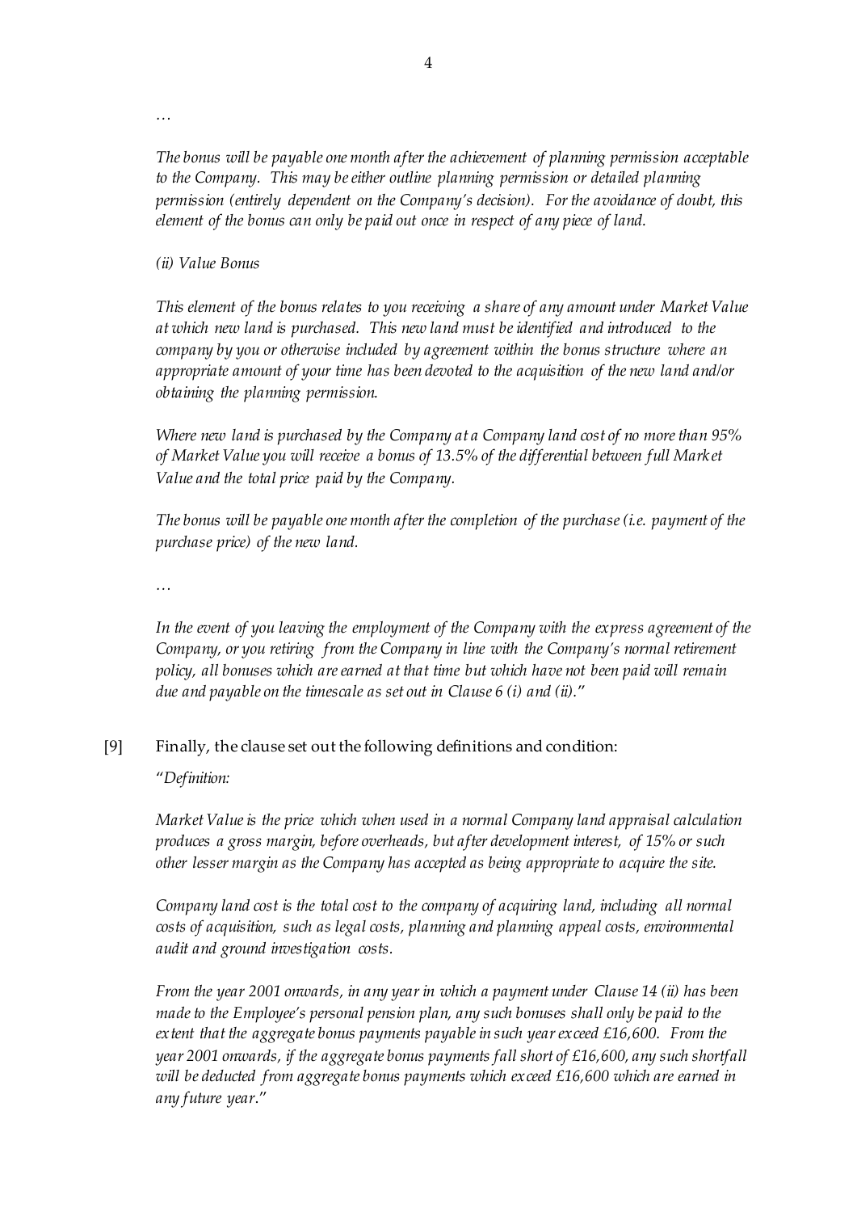…

*The bonus will be payable one month after the achievement of planning permission acceptable to the Company. This may be either outline planning permission or detailed planning permission (entirely dependent on the Company's decision). For the avoidance of doubt, this element of the bonus can only be paid out once in respect of any piece of land.*

*(ii) Value Bonus*

*This element of the bonus relates to you receiving a share of any amount under Market Value at which new land is purchased. This new land must be identified and introduced to the company by you or otherwise included by agreement within the bonus structure where an appropriate amount of your time has been devoted to the acquisition of the new land and/or obtaining the planning permission.*

*Where new land is purchased by the Company at a Company land cost of no more than 95% of Market Value you will receive a bonus of 13.5% of the differential between full Market Value and the total price paid by the Company.*

*The bonus will be payable one month after the completion of the purchase (i.e. payment of the purchase price) of the new land.*

…

*In the event of you leaving the employment of the Company with the express agreement of the Company, or you retiring from the Company in line with the Company's normal retirement policy, all bonuses which are earned at that time but which have not been paid will remain due and payable on the timescale as set out in Clause 6 (i) and (ii).*"

[9] Finally, the clause set out the following definitions and condition:

"*Definition:*

*Market Value is the price which when used in a normal Company land appraisal calculation produces a gross margin, before overheads, but after development interest, of 15% or such other lesser margin as the Company has accepted as being appropriate to acquire the site.*

*Company land cost is the total cost to the company of acquiring land, including all normal costs of acquisition, such as legal costs, planning and planning appeal costs, environmental audit and ground investigation costs.*

*From the year 2001 onwards, in any year in which a payment under Clause 14 (ii) has been made to the Employee's personal pension plan, any such bonuses shall only be paid to the extent that the aggregate bonus payments payable in such year exceed £16,600. From the year 2001 onwards, if the aggregate bonus payments fall short of £16,600, any such shortfall will be deducted from aggregate bonus payments which exceed £16,600 which are earned in any future year.*"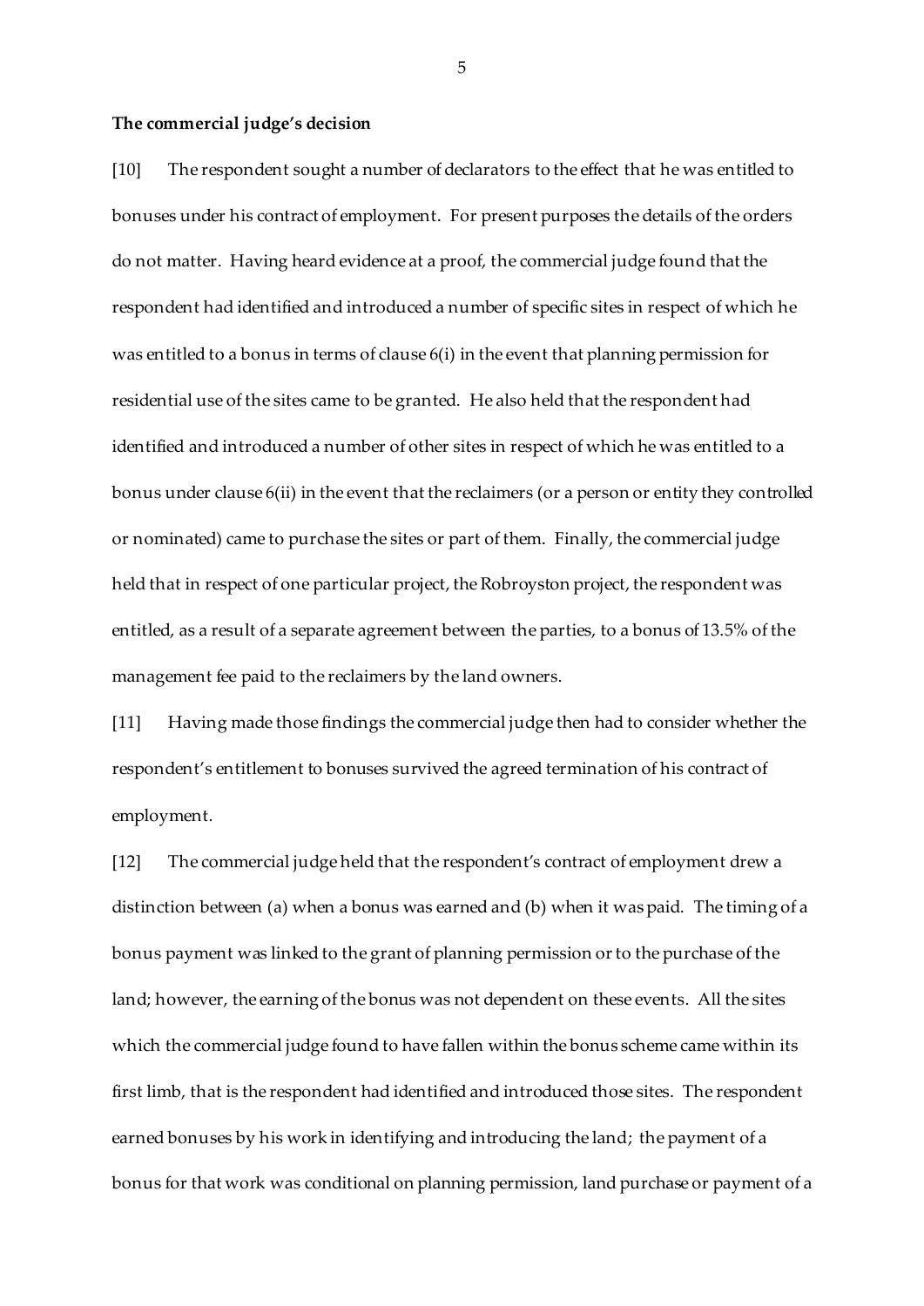**The commercial judge's decision**

[10] The respondent sought a number of declarators to the effect that he was entitled to bonuses under his contract of employment. For present purposes the details of the orders do not matter. Having heard evidence at a proof, the commercial judge found that the respondent had identified and introduced a number of specific sites in respect of which he was entitled to a bonus in terms of clause 6(i) in the event that planning permission for residential use of the sites came to be granted. He also held that the respondent had identified and introduced a number of other sites in respect of which he was entitled to a bonus under clause 6(ii) in the event that the reclaimers (or a person or entity they controlled or nominated) came to purchase the sites or part of them. Finally, the commercial judge held that in respect of one particular project, the Robroyston project, the respondent was entitled, as a result of a separate agreement between the parties, to a bonus of 13.5% of the management fee paid to the reclaimers by the land owners.

[11] Having made those findings the commercial judge then had to consider whether the respondent's entitlement to bonuses survived the agreed termination of his contract of employment.

[12] The commercial judge held that the respondent's contract of employment drew a distinction between (a) when a bonus was earned and (b) when it was paid. The timing of a bonus payment was linked to the grant of planning permission or to the purchase of the land; however, the earning of the bonus was not dependent on these events. All the sites which the commercial judge found to have fallen within the bonus scheme came within its first limb, that is the respondent had identified and introduced those sites. The respondent earned bonuses by his work in identifying and introducing the land; the payment of a bonus for that work was conditional on planning permission, land purchase or payment of a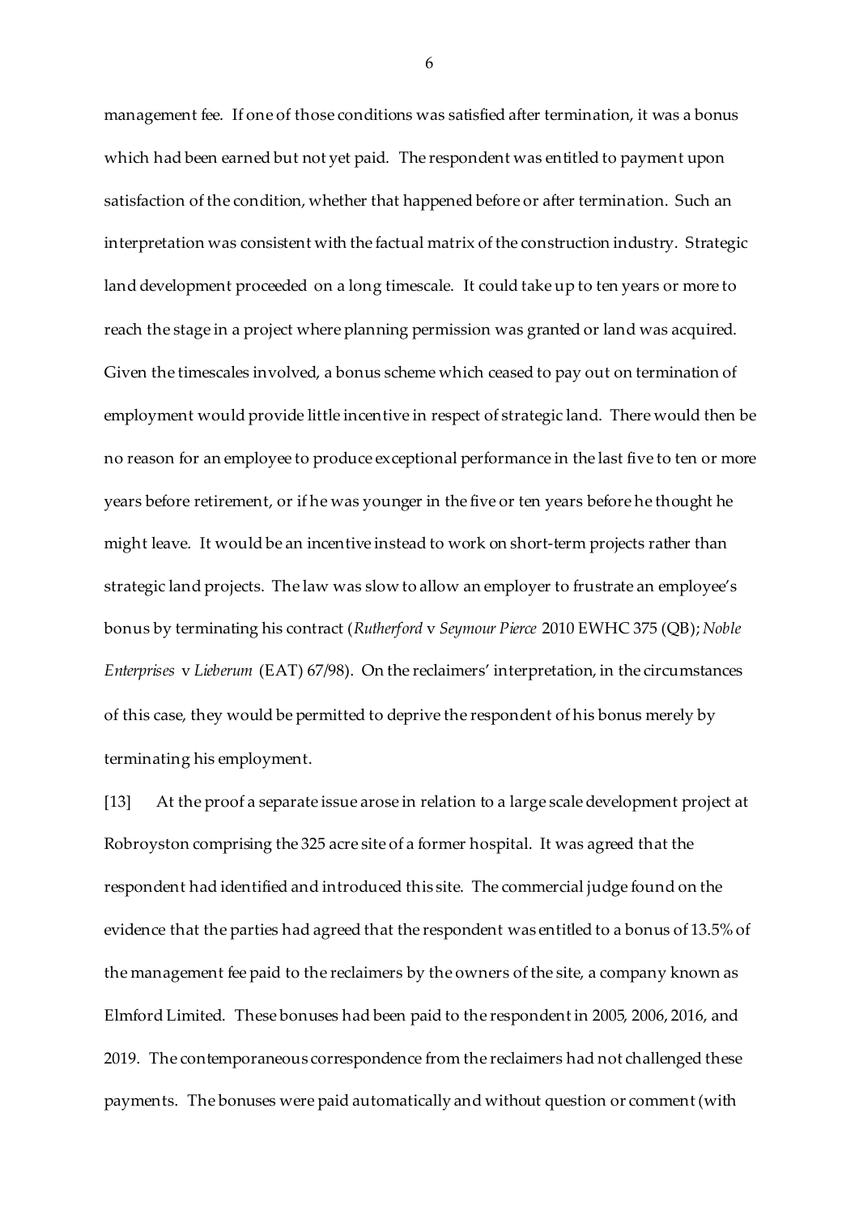management fee. If one of those conditions was satisfied after termination, it was a bonus which had been earned but not yet paid. The respondent was entitled to payment upon satisfaction of the condition, whether that happened before or after termination. Such an interpretation was consistent with the factual matrix of the construction industry. Strategic land development proceeded on a long timescale. It could take up to ten years or more to reach the stage in a project where planning permission was granted or land was acquired. Given the timescales involved, a bonus scheme which ceased to pay out on termination of employment would provide little incentive in respect of strategic land. There would then be no reason for an employee to produce exceptional performance in the last five to ten or more years before retirement, or if he was younger in the five or ten years before he thought he might leave. It would be an incentive instead to work on short-term projects rather than strategic land projects. The law was slow to allow an employer to frustrate an employee's bonus by terminating his contract (*Rutherford* v *Seymour Pierce* 2010 EWHC 375 (QB); *Noble Enterprises* v *Lieberum* (EAT) 67/98). On the reclaimers' interpretation, in the circumstances of this case, they would be permitted to deprive the respondent of his bonus merely by terminating his employment.

[13] At the proof a separate issue arose in relation to a large scale development project at Robroyston comprising the 325 acre site of a former hospital. It was agreed that the respondent had identified and introduced this site. The commercial judge found on the evidence that the parties had agreed that the respondent was entitled to a bonus of 13.5% of the management fee paid to the reclaimers by the owners of the site, a company known as Elmford Limited. These bonuses had been paid to the respondent in 2005, 2006, 2016, and 2019. The contemporaneous correspondence from the reclaimers had not challenged these payments. The bonuses were paid automatically and without question or comment (with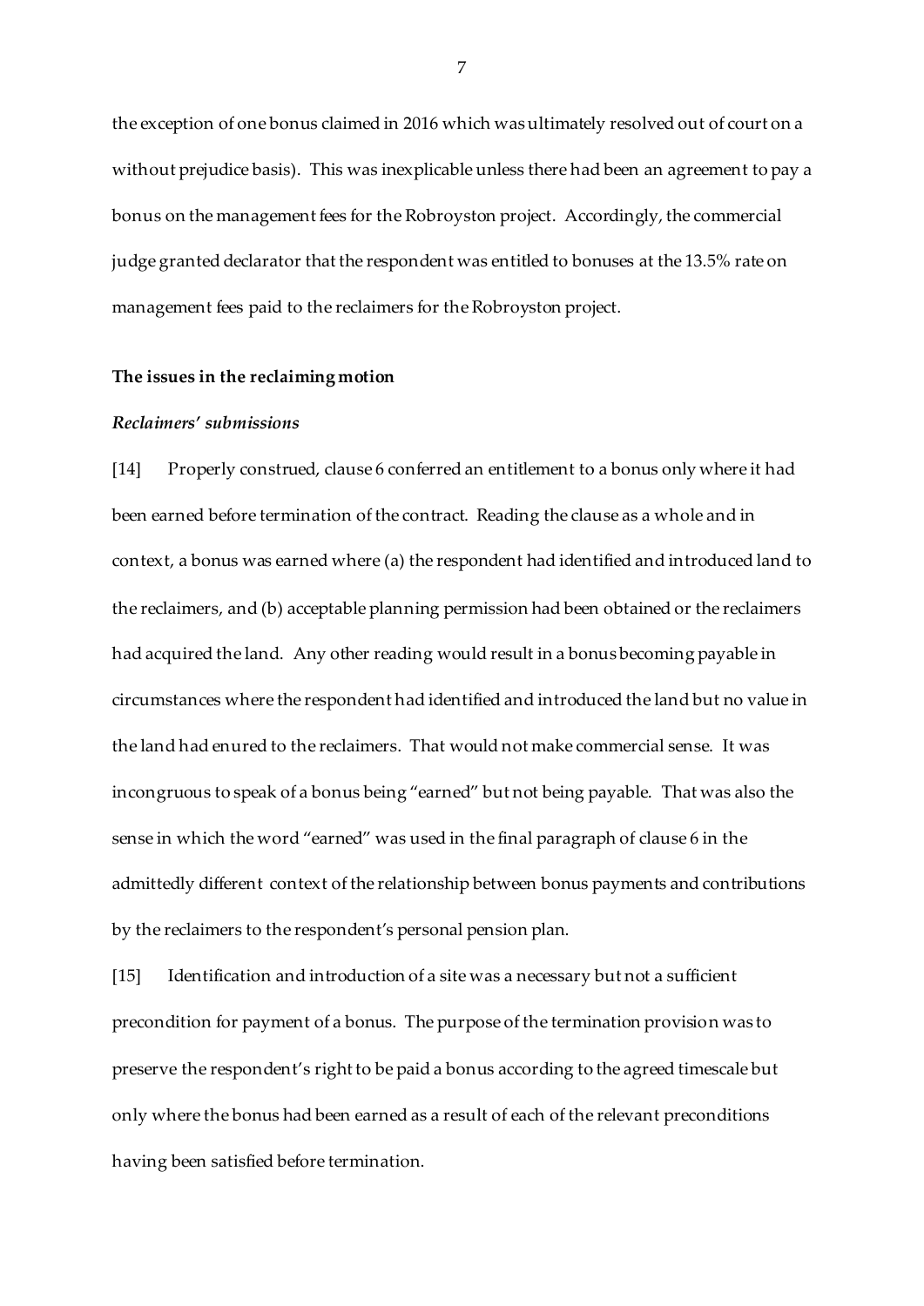the exception of one bonus claimed in 2016 which was ultimately resolved out of court on a without prejudice basis). This was inexplicable unless there had been an agreement to pay a bonus on the management fees for the Robroyston project. Accordingly, the commercial judge granted declarator that the respondent was entitled to bonuses at the 13.5% rate on management fees paid to the reclaimers for the Robroyston project.

**The issues in the reclaiming motion**

***Reclaimers' submissions***

[14] Properly construed, clause 6 conferred an entitlement to a bonus only where it had been earned before termination of the contract. Reading the clause as a whole and in context, a bonus was earned where (a) the respondent had identified and introduced land to the reclaimers, and (b) acceptable planning permission had been obtained or the reclaimers had acquired the land. Any other reading would result in a bonus becoming payable in circumstances where the respondent had identified and introduced the land but no value in the land had enured to the reclaimers. That would not make commercial sense. It was incongruous to speak of a bonus being "earned" but not being payable. That was also the sense in which the word "earned" was used in the final paragraph of clause 6 in the admittedly different context of the relationship between bonus payments and contributions by the reclaimers to the respondent's personal pension plan.

[15] Identification and introduction of a site was a necessary but not a sufficient precondition for payment of a bonus. The purpose of the termination provision was to preserve the respondent's right to be paid a bonus according to the agreed timescale but only where the bonus had been earned as a result of each of the relevant preconditions having been satisfied before termination.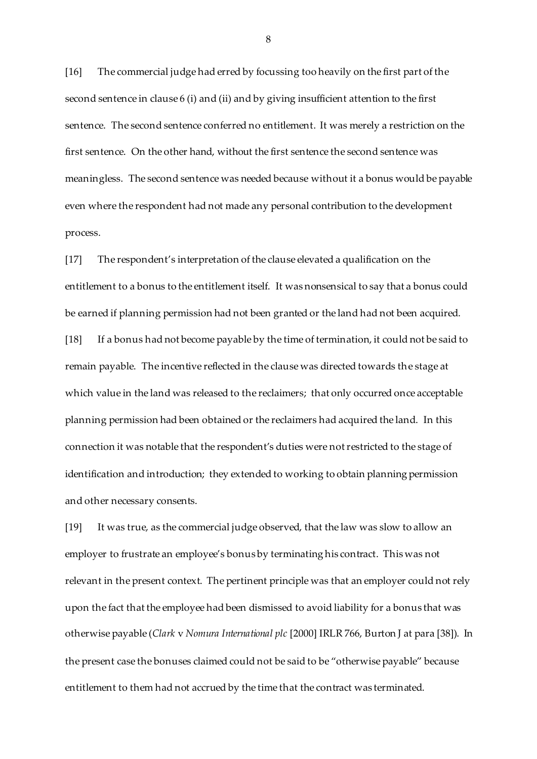[16] The commercial judge had erred by focussing too heavily on the first part of the second sentence in clause 6 (i) and (ii) and by giving insufficient attention to the first sentence. The second sentence conferred no entitlement. It was merely a restriction on the first sentence. On the other hand, without the first sentence the second sentence was meaningless. The second sentence was needed because without it a bonus would be payable even where the respondent had not made any personal contribution to the development process.

[17] The respondent's interpretation of the clause elevated a qualification on the entitlement to a bonus to the entitlement itself. It was nonsensical to say that a bonus could be earned if planning permission had not been granted or the land had not been acquired.

[18] If a bonus had not become payable by the time of termination, it could not be said to remain payable. The incentive reflected in the clause was directed towards the stage at which value in the land was released to the reclaimers; that only occurred once acceptable planning permission had been obtained or the reclaimers had acquired the land. In this connection it was notable that the respondent's duties were not restricted to the stage of identification and introduction; they extended to working to obtain planning permission and other necessary consents.

[19] It was true, as the commercial judge observed, that the law was slow to allow an employer to frustrate an employee's bonus by terminating his contract. This was not relevant in the present context. The pertinent principle was that an employer could not rely upon the fact that the employee had been dismissed to avoid liability for a bonus that was otherwise payable (*Clark* v *Nomura International plc* [2000] IRLR 766, Burton J at para [38]). In the present case the bonuses claimed could not be said to be "otherwise payable" because entitlement to them had not accrued by the time that the contract was terminated.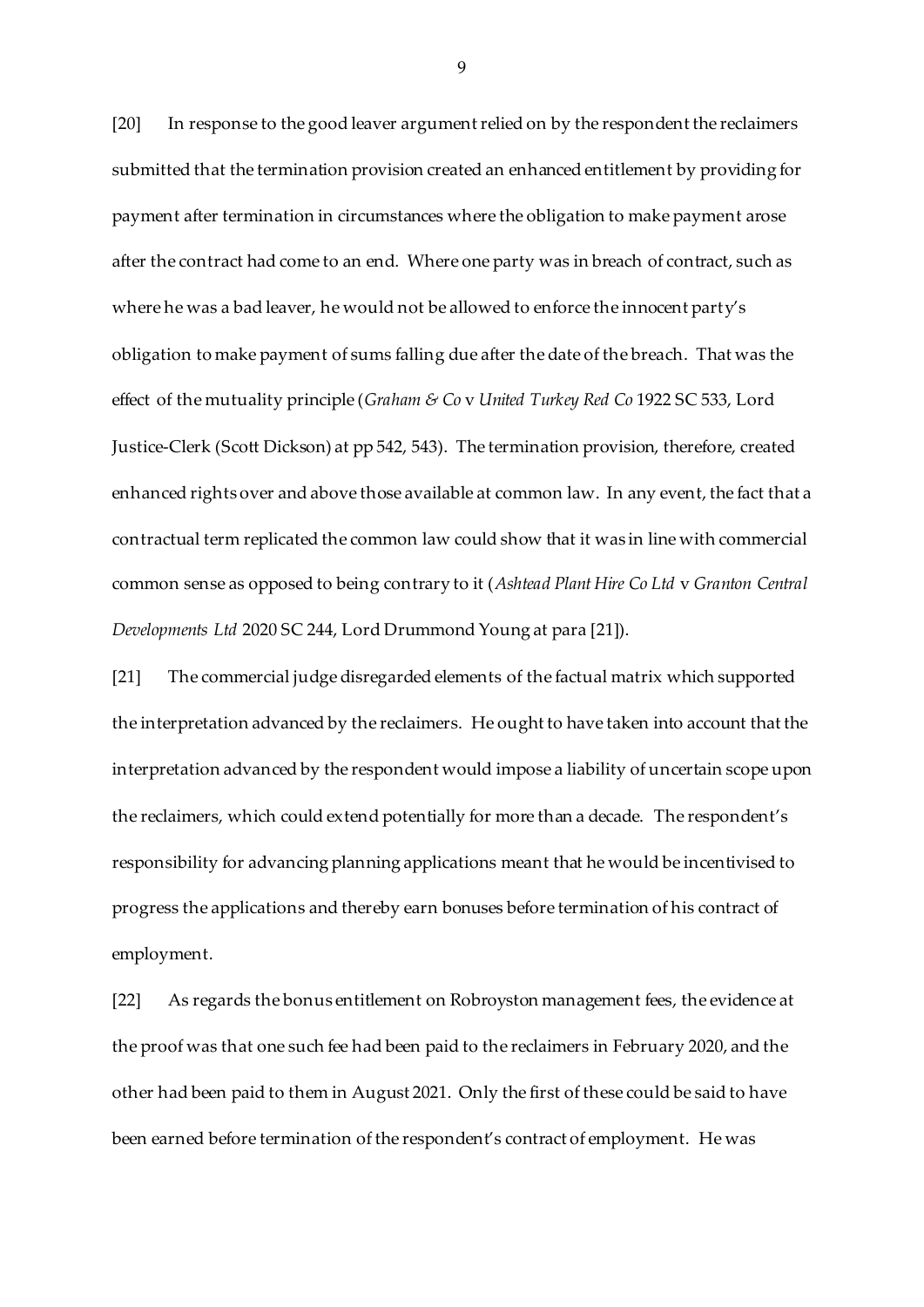[20] In response to the good leaver argument relied on by the respondent the reclaimers submitted that the termination provision created an enhanced entitlement by providing for payment after termination in circumstances where the obligation to make payment arose after the contract had come to an end. Where one party was in breach of contract, such as where he was a bad leaver, he would not be allowed to enforce the innocent party's obligation to make payment of sums falling due after the date of the breach. That was the effect of the mutuality principle (*Graham & Co* v *United Turkey Red Co* 1922 SC 533, Lord Justice-Clerk (Scott Dickson) at pp 542, 543). The termination provision, therefore, created enhanced rights over and above those available at common law. In any event, the fact that a contractual term replicated the common law could show that it was in line with commercial common sense as opposed to being contrary to it (*Ashtead Plant Hire Co Ltd* v *Granton Central Developments Ltd* 2020 SC 244, Lord Drummond Young at para [21]).

[21] The commercial judge disregarded elements of the factual matrix which supported the interpretation advanced by the reclaimers. He ought to have taken into account that the interpretation advanced by the respondent would impose a liability of uncertain scope upon the reclaimers, which could extend potentially for more than a decade. The respondent's responsibility for advancing planning applications meant that he would be incentivised to progress the applications and thereby earn bonuses before termination of his contract of employment.

[22] As regards the bonus entitlement on Robroyston management fees, the evidence at the proof was that one such fee had been paid to the reclaimers in February 2020, and the other had been paid to them in August 2021. Only the first of these could be said to have been earned before termination of the respondent's contract of employment. He was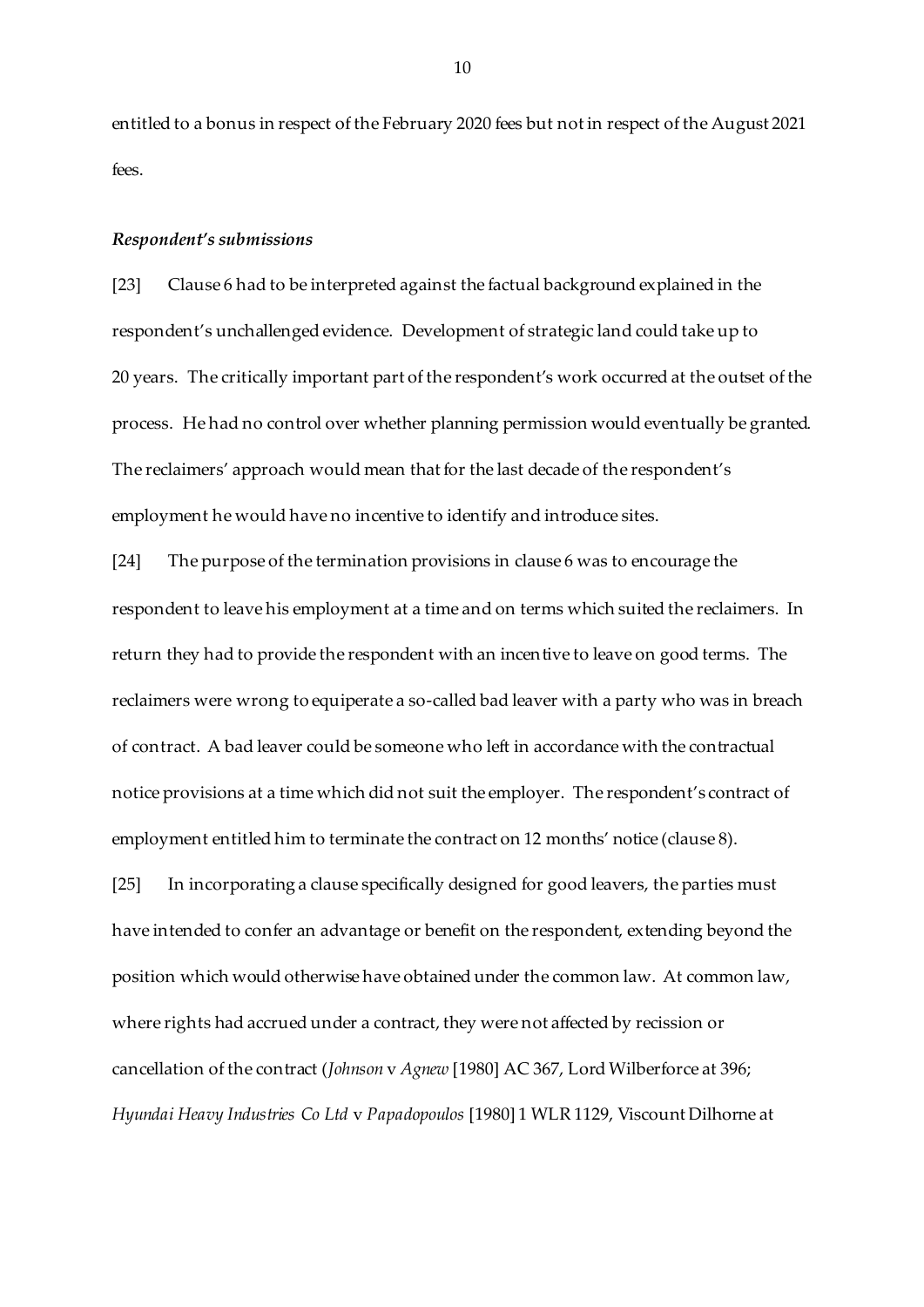entitled to a bonus in respect of the February 2020 fees but not in respect of the August 2021 fees.

***Respondent's submissions***

[23] Clause 6 had to be interpreted against the factual background explained in the respondent's unchallenged evidence. Development of strategic land could take up to 20 years. The critically important part of the respondent's work occurred at the outset of the process. He had no control over whether planning permission would eventually be granted. The reclaimers' approach would mean that for the last decade of the respondent's employment he would have no incentive to identify and introduce sites.

[24] The purpose of the termination provisions in clause 6 was to encourage the respondent to leave his employment at a time and on terms which suited the reclaimers. In return they had to provide the respondent with an incentive to leave on good terms. The reclaimers were wrong to equiperate a so-called bad leaver with a party who was in breach of contract. A bad leaver could be someone who left in accordance with the contractual notice provisions at a time which did not suit the employer. The respondent's contract of employment entitled him to terminate the contract on 12 months' notice (clause 8).

[25] In incorporating a clause specifically designed for good leavers, the parties must have intended to confer an advantage or benefit on the respondent, extending beyond the position which would otherwise have obtained under the common law. At common law, where rights had accrued under a contract, they were not affected by recission or cancellation of the contract (*Johnson* v *Agnew* [1980] AC 367, Lord Wilberforce at 396; *Hyundai Heavy Industries Co Ltd* v *Papadopoulos* [1980] 1 WLR 1129, Viscount Dilhorne at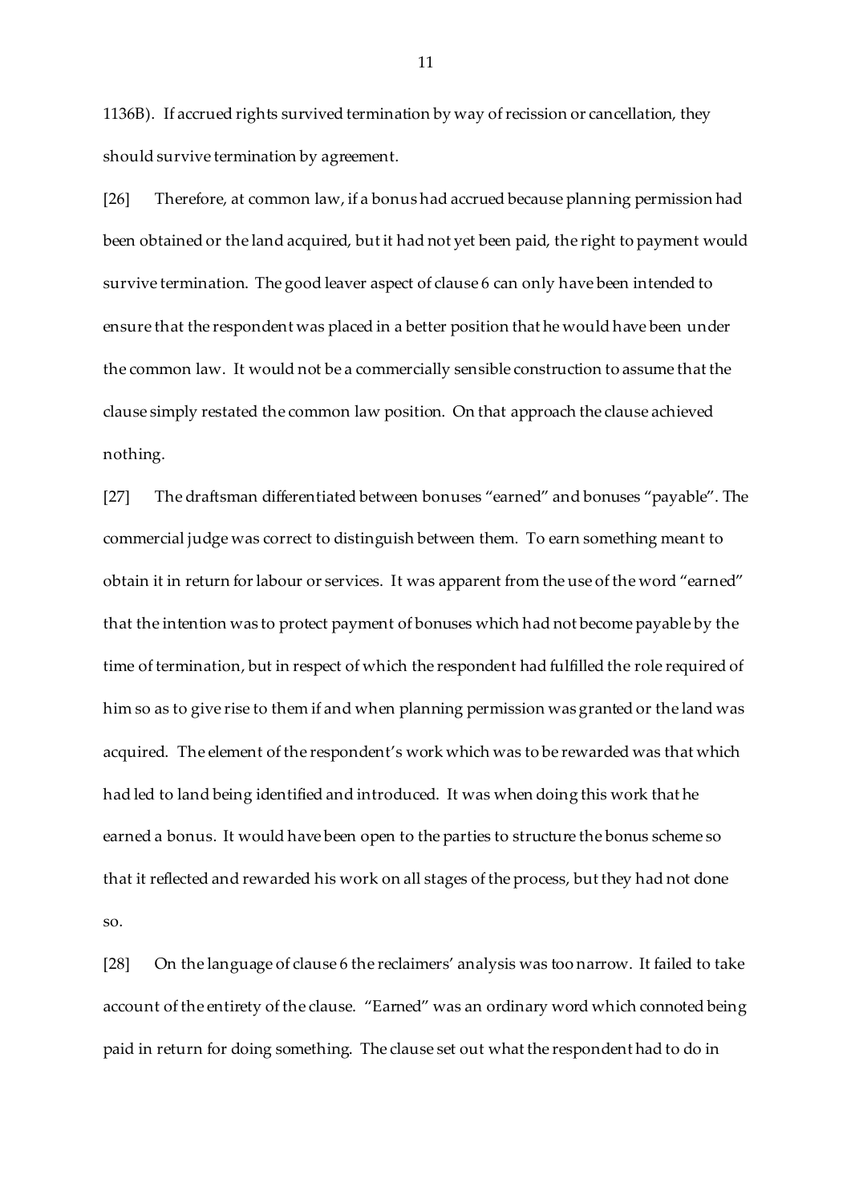1136B). If accrued rights survived termination by way of recission or cancellation, they should survive termination by agreement.

[26] Therefore, at common law, if a bonus had accrued because planning permission had been obtained or the land acquired, but it had not yet been paid, the right to payment would survive termination. The good leaver aspect of clause 6 can only have been intended to ensure that the respondent was placed in a better position that he would have been under the common law. It would not be a commercially sensible construction to assume that the clause simply restated the common law position. On that approach the clause achieved nothing.

[27] The draftsman differentiated between bonuses "earned" and bonuses "payable". The commercial judge was correct to distinguish between them. To earn something meant to obtain it in return for labour or services. It was apparent from the use of the word "earned" that the intention was to protect payment of bonuses which had not become payable by the time of termination, but in respect of which the respondent had fulfilled the role required of him so as to give rise to them if and when planning permission was granted or the land was acquired. The element of the respondent's work which was to be rewarded was that which had led to land being identified and introduced. It was when doing this work that he earned a bonus. It would have been open to the parties to structure the bonus scheme so that it reflected and rewarded his work on all stages of the process, but they had not done so.

[28] On the language of clause 6 the reclaimers' analysis was too narrow. It failed to take account of the entirety of the clause. "Earned" was an ordinary word which connoted being paid in return for doing something. The clause set out what the respondent had to do in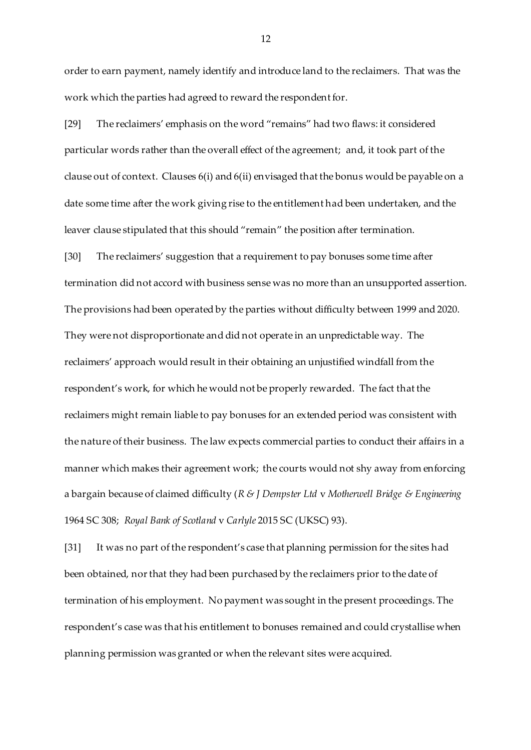order to earn payment, namely identify and introduce land to the reclaimers. That was the work which the parties had agreed to reward the respondent for.

[29] The reclaimers' emphasis on the word "remains" had two flaws: it considered particular words rather than the overall effect of the agreement; and, it took part of the clause out of context. Clauses 6(i) and 6(ii) envisaged that the bonus would be payable on a date some time after the work giving rise to the entitlement had been undertaken, and the leaver clause stipulated that this should "remain" the position after termination.

[30] The reclaimers' suggestion that a requirement to pay bonuses some time after termination did not accord with business sense was no more than an unsupported assertion. The provisions had been operated by the parties without difficulty between 1999 and 2020. They were not disproportionate and did not operate in an unpredictable way. The reclaimers' approach would result in their obtaining an unjustified windfall from the respondent's work, for which he would not be properly rewarded. The fact that the reclaimers might remain liable to pay bonuses for an extended period was consistent with the nature of their business. The law expects commercial parties to conduct their affairs in a manner which makes their agreement work; the courts would not shy away from enforcing a bargain because of claimed difficulty (*R & J Dempster Ltd* v *Motherwell Bridge & Engineering* 1964 SC 308; *Royal Bank of Scotland* v *Carlyle* 2015 SC (UKSC) 93).

[31] It was no part of the respondent's case that planning permission for the sites had been obtained, nor that they had been purchased by the reclaimers prior to the date of termination of his employment. No payment was sought in the present proceedings. The respondent's case was that his entitlement to bonuses remained and could crystallise when planning permission was granted or when the relevant sites were acquired.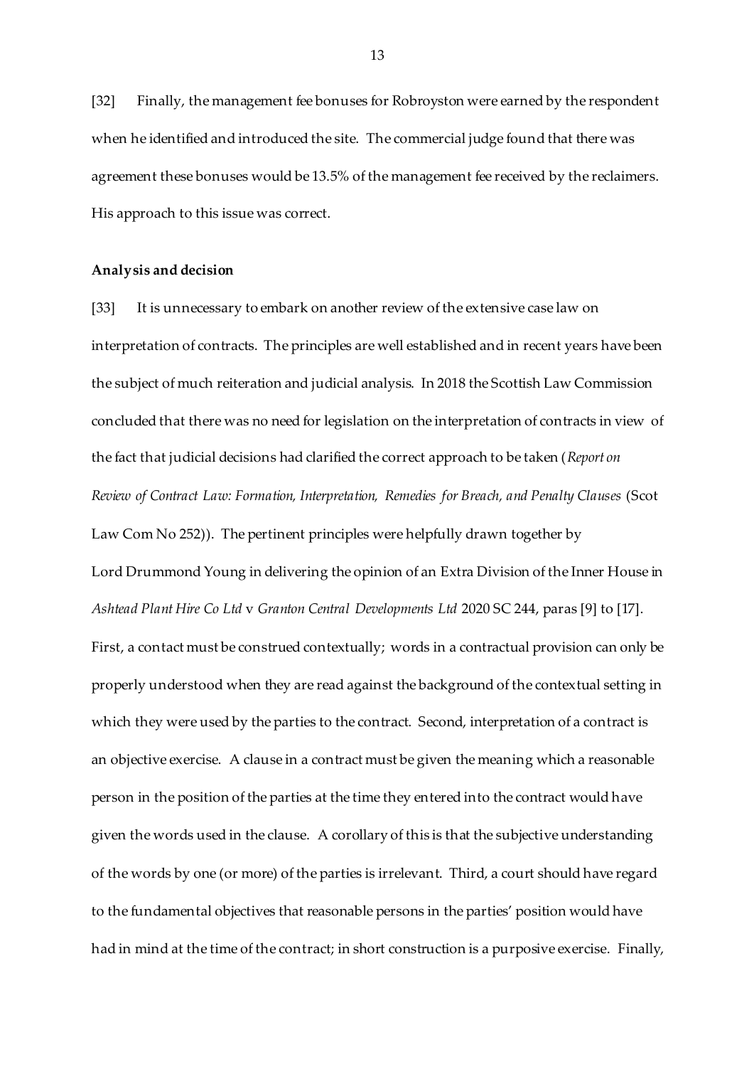[32] Finally, the management fee bonuses for Robroyston were earned by the respondent when he identified and introduced the site. The commercial judge found that there was agreement these bonuses would be 13.5% of the management fee received by the reclaimers. His approach to this issue was correct.

**Analysis and decision**

[33] It is unnecessary to embark on another review of the extensive case law on interpretation of contracts. The principles are well established and in recent years have been the subject of much reiteration and judicial analysis. In 2018 the Scottish Law Commission concluded that there was no need for legislation on the interpretation of contracts in view of the fact that judicial decisions had clarified the correct approach to be taken (*Report on Review of Contract Law: Formation, Interpretation, Remedies for Breach, and Penalty Clauses* (Scot Law Com No 252)). The pertinent principles were helpfully drawn together by Lord Drummond Young in delivering the opinion of an Extra Division of the Inner House in *Ashtead Plant Hire Co Ltd* v *Granton Central Developments Ltd* 2020 SC 244, paras [9] to [17]. First, a contact must be construed contextually; words in a contractual provision can only be properly understood when they are read against the background of the contextual setting in which they were used by the parties to the contract. Second, interpretation of a contract is an objective exercise. A clause in a contract must be given the meaning which a reasonable person in the position of the parties at the time they entered into the contract would have given the words used in the clause. A corollary of this is that the subjective understanding of the words by one (or more) of the parties is irrelevant. Third, a court should have regard to the fundamental objectives that reasonable persons in the parties' position would have had in mind at the time of the contract; in short construction is a purposive exercise. Finally,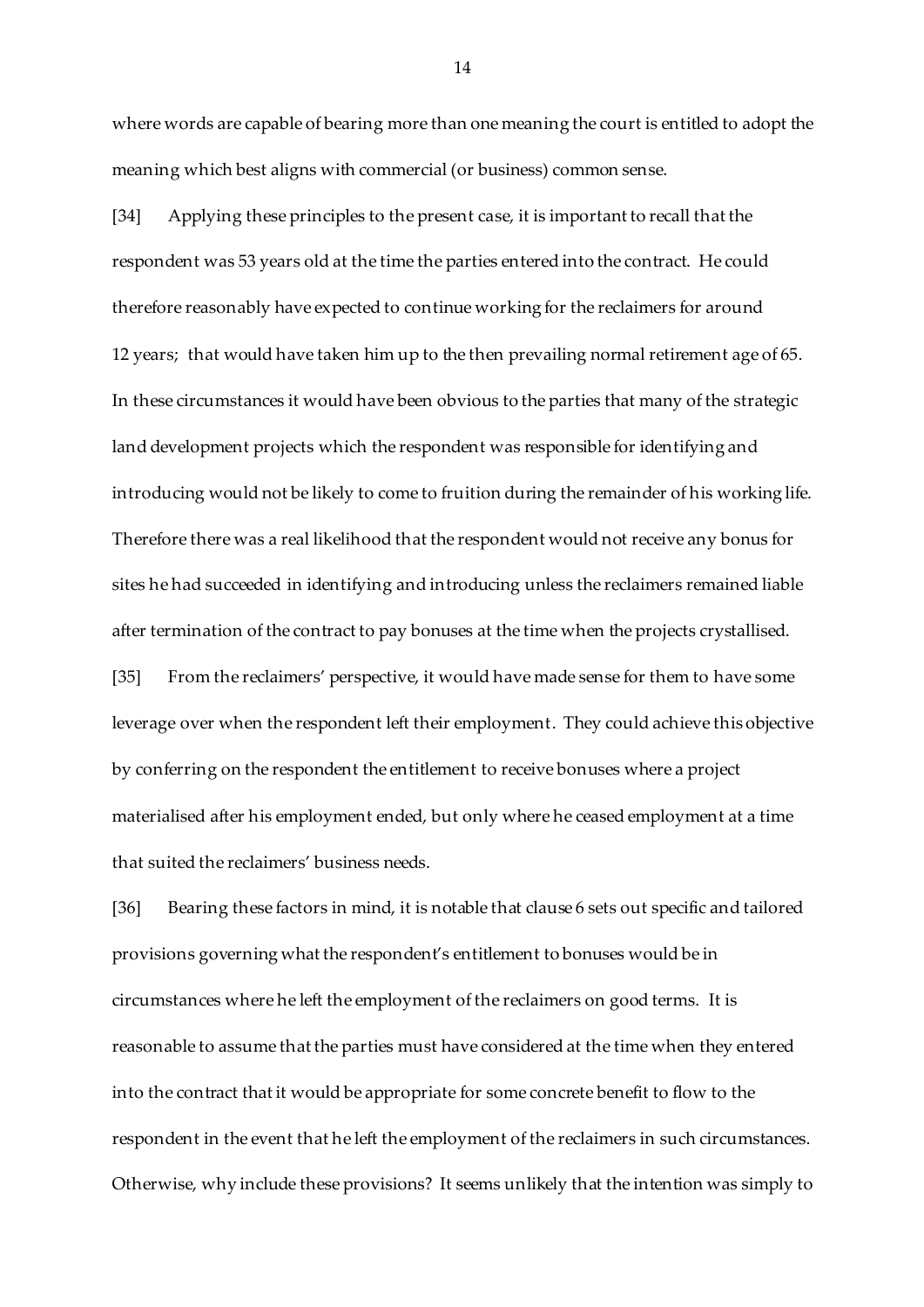where words are capable of bearing more than one meaning the court is entitled to adopt the meaning which best aligns with commercial (or business) common sense.

[34] Applying these principles to the present case, it is important to recall that the respondent was 53 years old at the time the parties entered into the contract. He could therefore reasonably have expected to continue working for the reclaimers for around 12 years; that would have taken him up to the then prevailing normal retirement age of 65. In these circumstances it would have been obvious to the parties that many of the strategic land development projects which the respondent was responsible for identifying and introducing would not be likely to come to fruition during the remainder of his working life. Therefore there was a real likelihood that the respondent would not receive any bonus for sites he had succeeded in identifying and introducing unless the reclaimers remained liable after termination of the contract to pay bonuses at the time when the projects crystallised.

[35] From the reclaimers' perspective, it would have made sense for them to have some leverage over when the respondent left their employment. They could achieve this objective by conferring on the respondent the entitlement to receive bonuses where a project materialised after his employment ended, but only where he ceased employment at a time that suited the reclaimers' business needs.

[36] Bearing these factors in mind, it is notable that clause 6 sets out specific and tailored provisions governing what the respondent's entitlement to bonuses would be in circumstances where he left the employment of the reclaimers on good terms. It is reasonable to assume that the parties must have considered at the time when they entered into the contract that it would be appropriate for some concrete benefit to flow to the respondent in the event that he left the employment of the reclaimers in such circumstances. Otherwise, why include these provisions? It seems unlikely that the intention was simply to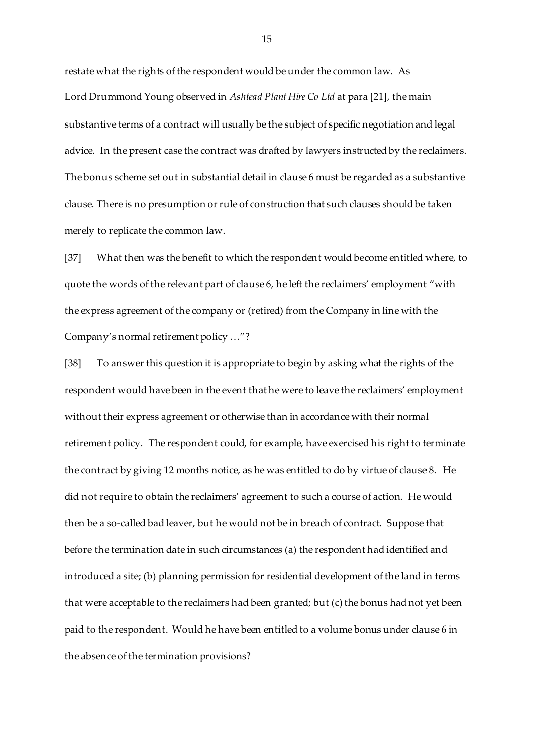restate what the rights of the respondent would be under the common law. As Lord Drummond Young observed in *Ashtead Plant Hire Co Ltd* at para [21], the main substantive terms of a contract will usually be the subject of specific negotiation and legal advice. In the present case the contract was drafted by lawyers instructed by the reclaimers. The bonus scheme set out in substantial detail in clause 6 must be regarded as a substantive clause. There is no presumption or rule of construction that such clauses should be taken merely to replicate the common law.

[37] What then was the benefit to which the respondent would become entitled where, to quote the words of the relevant part of clause 6, he left the reclaimers' employment "with the express agreement of the company or (retired) from the Company in line with the Company's normal retirement policy …"?

[38] To answer this question it is appropriate to begin by asking what the rights of the respondent would have been in the event that he were to leave the reclaimers' employment without their express agreement or otherwise than in accordance with their normal retirement policy. The respondent could, for example, have exercised his right to terminate the contract by giving 12 months notice, as he was entitled to do by virtue of clause 8. He did not require to obtain the reclaimers' agreement to such a course of action. He would then be a so-called bad leaver, but he would not be in breach of contract. Suppose that before the termination date in such circumstances (a) the respondent had identified and introduced a site; (b) planning permission for residential development of the land in terms that were acceptable to the reclaimers had been granted; but (c) the bonus had not yet been paid to the respondent. Would he have been entitled to a volume bonus under clause 6 in the absence of the termination provisions?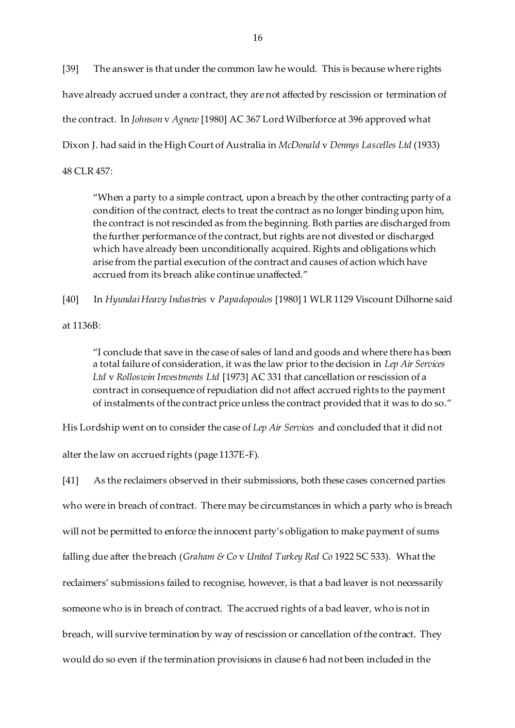[39] The answer is that under the common law he would. This is because where rights have already accrued under a contract, they are not affected by rescission or termination of the contract. In *Johnson* v *Agnew* [1980] AC 367 Lord Wilberforce at 396 approved what Dixon J. had said in the High Court of Australia in *McDonald* v *Dennys Lascelles Ltd* (1933) 48 CLR 457:

> "When a party to a simple contract, upon a breach by the other contracting party of a condition of the contract, elects to treat the contract as no longer binding upon him, the contract is not rescinded as from the beginning. Both parties are discharged from the further performance of the contract, but rights are not divested or discharged which have already been unconditionally acquired. Rights and obligations which arise from the partial execution of the contract and causes of action which have accrued from its breach alike continue unaffected."

[40] In *Hyundai Heavy Industries* v *Papadopoulos* [1980] 1 WLR 1129 Viscount Dilhorne said at 1136B:

> "I conclude that save in the case of sales of land and goods and where there has been a total failure of consideration, it was the law prior to the decision in *Lep Air Services Ltd* v *Rolloswin Investments Ltd* [1973] AC 331 that cancellation or rescission of a contract in consequence of repudiation did not affect accrued rights to the payment of instalments of the contract price unless the contract provided that it was to do so."

His Lordship went on to consider the case of *Lep Air Services* and concluded that it did not alter the law on accrued rights (page 1137E-F).

[41] As the reclaimers observed in their submissions, both these cases concerned parties who were in breach of contract. There may be circumstances in which a party who is breach will not be permitted to enforce the innocent party's obligation to make payment of sums falling due after the breach (*Graham & Co* v *United Turkey Red Co* 1922 SC 533). What the reclaimers' submissions failed to recognise, however, is that a bad leaver is not necessarily someone who is in breach of contract. The accrued rights of a bad leaver, who is not in breach, will survive termination by way of rescission or cancellation of the contract. They would do so even if the termination provisions in clause 6 had not been included in the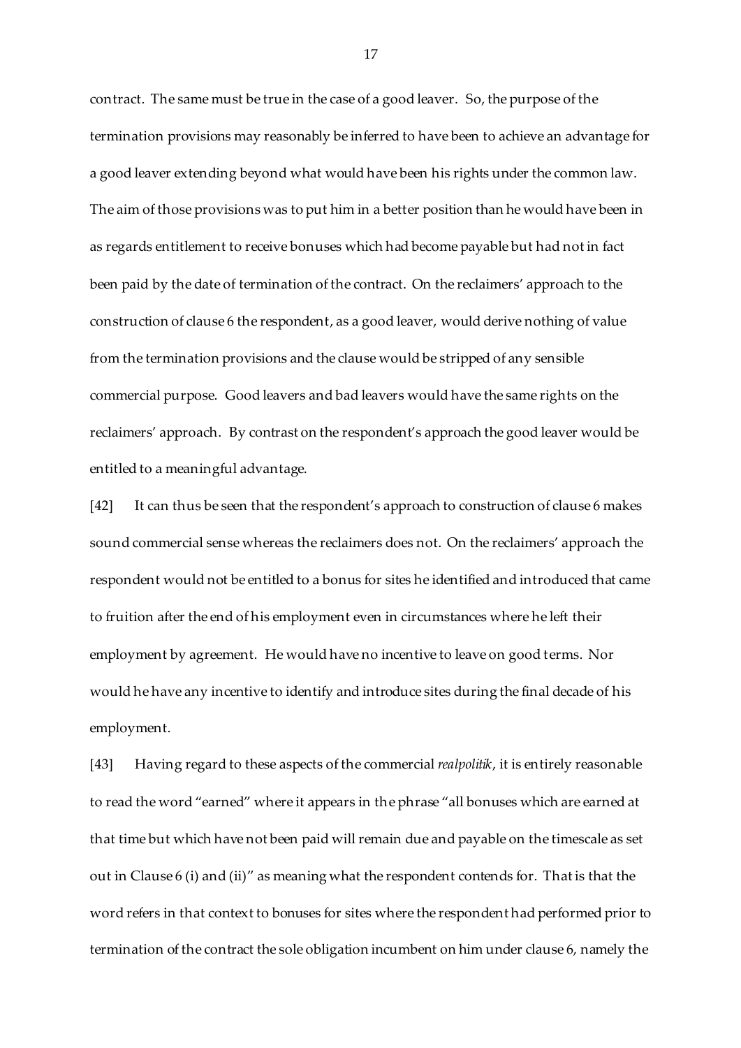contract. The same must be true in the case of a good leaver. So, the purpose of the termination provisions may reasonably be inferred to have been to achieve an advantage for a good leaver extending beyond what would have been his rights under the common law. The aim of those provisions was to put him in a better position than he would have been in as regards entitlement to receive bonuses which had become payable but had not in fact been paid by the date of termination of the contract. On the reclaimers' approach to the construction of clause 6 the respondent, as a good leaver, would derive nothing of value from the termination provisions and the clause would be stripped of any sensible commercial purpose. Good leavers and bad leavers would have the same rights on the reclaimers' approach. By contrast on the respondent's approach the good leaver would be entitled to a meaningful advantage.

[42] It can thus be seen that the respondent's approach to construction of clause 6 makes sound commercial sense whereas the reclaimers does not. On the reclaimers' approach the respondent would not be entitled to a bonus for sites he identified and introduced that came to fruition after the end of his employment even in circumstances where he left their employment by agreement. He would have no incentive to leave on good terms. Nor would he have any incentive to identify and introduce sites during the final decade of his employment.

[43] Having regard to these aspects of the commercial *realpolitik*, it is entirely reasonable to read the word "earned" where it appears in the phrase "all bonuses which are earned at that time but which have not been paid will remain due and payable on the timescale as set out in Clause 6 (i) and (ii)" as meaning what the respondent contends for. That is that the word refers in that context to bonuses for sites where the respondent had performed prior to termination of the contract the sole obligation incumbent on him under clause 6, namely the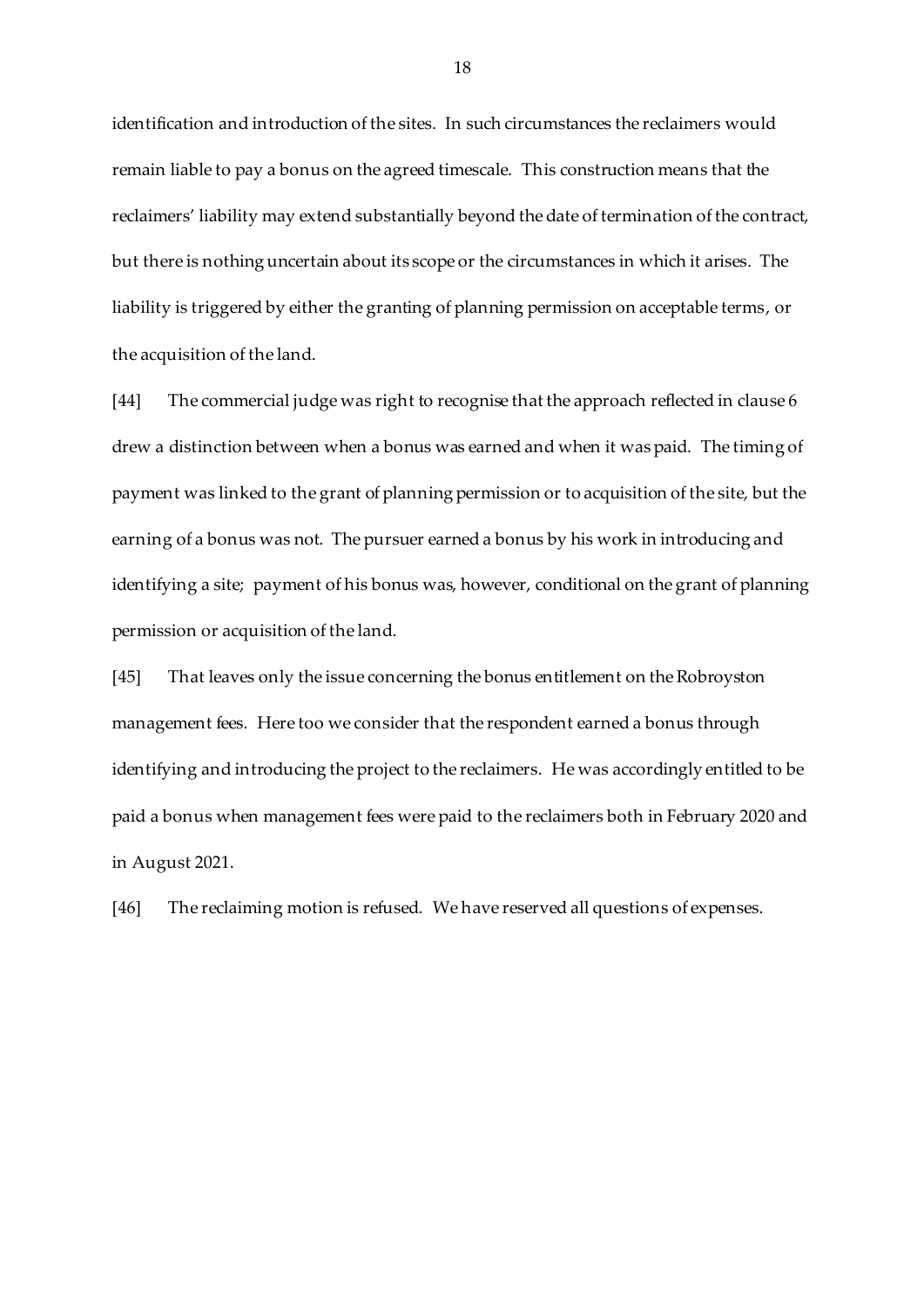identification and introduction of the sites. In such circumstances the reclaimers would remain liable to pay a bonus on the agreed timescale. This construction means that the reclaimers' liability may extend substantially beyond the date of termination of the contract, but there is nothing uncertain about its scope or the circumstances in which it arises. The liability is triggered by either the granting of planning permission on acceptable terms, or the acquisition of the land.

[44] The commercial judge was right to recognise that the approach reflected in clause 6 drew a distinction between when a bonus was earned and when it was paid. The timing of payment was linked to the grant of planning permission or to acquisition of the site, but the earning of a bonus was not. The pursuer earned a bonus by his work in introducing and identifying a site; payment of his bonus was, however, conditional on the grant of planning permission or acquisition of the land.

[45] That leaves only the issue concerning the bonus entitlement on the Robroyston management fees. Here too we consider that the respondent earned a bonus through identifying and introducing the project to the reclaimers. He was accordingly entitled to be paid a bonus when management fees were paid to the reclaimers both in February 2020 and in August 2021.

[46] The reclaiming motion is refused. We have reserved all questions of expenses.